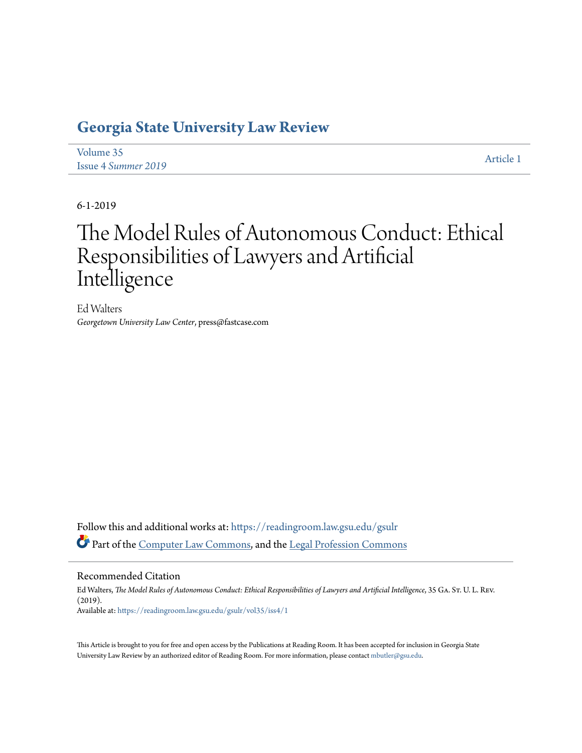# Georgia State University Law Review

Volume 35
Issue 4 *Summer 2019*

Article 1

6-1-2019

# The Model Rules of Autonomous Conduct: Ethical Responsibilities of Lawyers and Artificial Intelligence

Ed Walters
*Georgetown University Law Center*, press@fastcase.com

Follow this and additional works at: https://readingroom.law.gsu.edu/gsulr

Part of the Computer Law Commons, and the Legal Profession Commons

## Recommended Citation

Ed Walters, *The Model Rules of Autonomous Conduct: Ethical Responsibilities of Lawyers and Artificial Intelligence*, 35 Ga. St. U. L. Rev. (2019).
Available at: https://readingroom.law.gsu.edu/gsulr/vol35/iss4/1

This Article is brought to you for free and open access by the Publications at Reading Room. It has been accepted for inclusion in Georgia State University Law Review by an authorized editor of Reading Room. For more information, please contact mbutler@gsu.edu.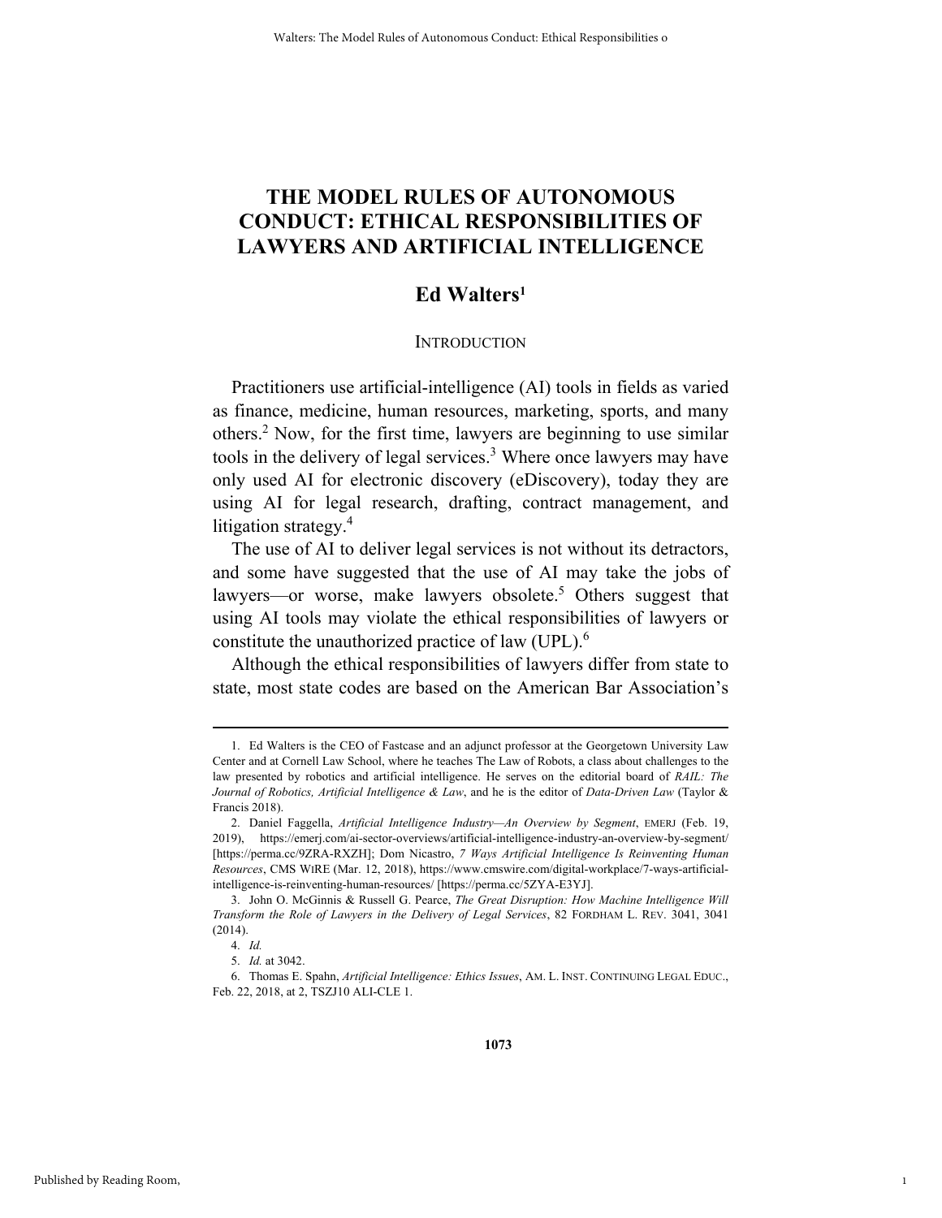# THE MODEL RULES OF AUTONOMOUS CONDUCT: ETHICAL RESPONSIBILITIES OF LAWYERS AND ARTIFICIAL INTELLIGENCE

## Ed Walters[1]

### INTRODUCTION

Practitioners use artificial-intelligence (AI) tools in fields as varied as finance, medicine, human resources, marketing, sports, and many others.[2] Now, for the first time, lawyers are beginning to use similar tools in the delivery of legal services.[3] Where once lawyers may have only used AI for electronic discovery (eDiscovery), today they are using AI for legal research, drafting, contract management, and litigation strategy.[4]

The use of AI to deliver legal services is not without its detractors, and some have suggested that the use of AI may take the jobs of lawyers—or worse, make lawyers obsolete.[5] Others suggest that using AI tools may violate the ethical responsibilities of lawyers or constitute the unauthorized practice of law (UPL).[6]

Although the ethical responsibilities of lawyers differ from state to state, most state codes are based on the American Bar Association's

---

1. Ed Walters is the CEO of Fastcase and an adjunct professor at the Georgetown University Law Center and at Cornell Law School, where he teaches The Law of Robots, a class about challenges to the law presented by robotics and artificial intelligence. He serves on the editorial board of *RAIL: The Journal of Robotics, Artificial Intelligence & Law*, and he is the editor of *Data-Driven Law* (Taylor & Francis 2018).

2. Daniel Faggella, *Artificial Intelligence Industry—An Overview by Segment*, EMERJ (Feb. 19, 2019), https://emerj.com/ai-sector-overviews/artificial-intelligence-industry-an-overview-by-segment/ [https://perma.cc/9ZRA-RXZH]; Dom Nicastro, *7 Ways Artificial Intelligence Is Reinventing Human Resources*, CMS WIRE (Mar. 12, 2018), https://www.cmswire.com/digital-workplace/7-ways-artificial-intelligence-is-reinventing-human-resources/ [https://perma.cc/5ZYA-E3YJ].

3. John O. McGinnis & Russell G. Pearce, *The Great Disruption: How Machine Intelligence Will Transform the Role of Lawyers in the Delivery of Legal Services*, 82 FORDHAM L. REV. 3041, 3041 (2014).

4. *Id.*

5. *Id.* at 3042.

6. Thomas E. Spahn, *Artificial Intelligence: Ethics Issues*, AM. L. INST. CONTINUING LEGAL EDUC., Feb. 22, 2018, at 2, TSZJ10 ALI-CLE 1.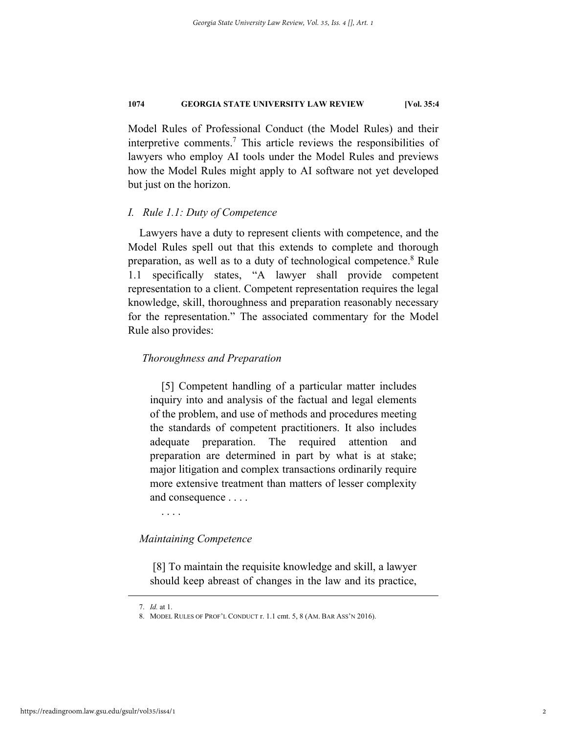Model Rules of Professional Conduct (the Model Rules) and their interpretive comments.[7] This article reviews the responsibilities of lawyers who employ AI tools under the Model Rules and previews how the Model Rules might apply to AI software not yet developed but just on the horizon.

## *I. Rule 1.1: Duty of Competence*

Lawyers have a duty to represent clients with competence, and the Model Rules spell out that this extends to complete and thorough preparation, as well as to a duty of technological competence.[8] Rule 1.1 specifically states, "A lawyer shall provide competent representation to a client. Competent representation requires the legal knowledge, skill, thoroughness and preparation reasonably necessary for the representation." The associated commentary for the Model Rule also provides:

> *Thoroughness and Preparation*
>
> [5] Competent handling of a particular matter includes inquiry into and analysis of the factual and legal elements of the problem, and use of methods and procedures meeting the standards of competent practitioners. It also includes adequate preparation. The required attention and preparation are determined in part by what is at stake; major litigation and complex transactions ordinarily require more extensive treatment than matters of lesser complexity and consequence . . . .
>
> . . . .
>
> *Maintaining Competence*
>
> [8] To maintain the requisite knowledge and skill, a lawyer should keep abreast of changes in the law and its practice,

---

7. *Id.* at 1.

8. MODEL RULES OF PROF'L CONDUCT r. 1.1 cmt. 5, 8 (AM. BAR ASS'N 2016).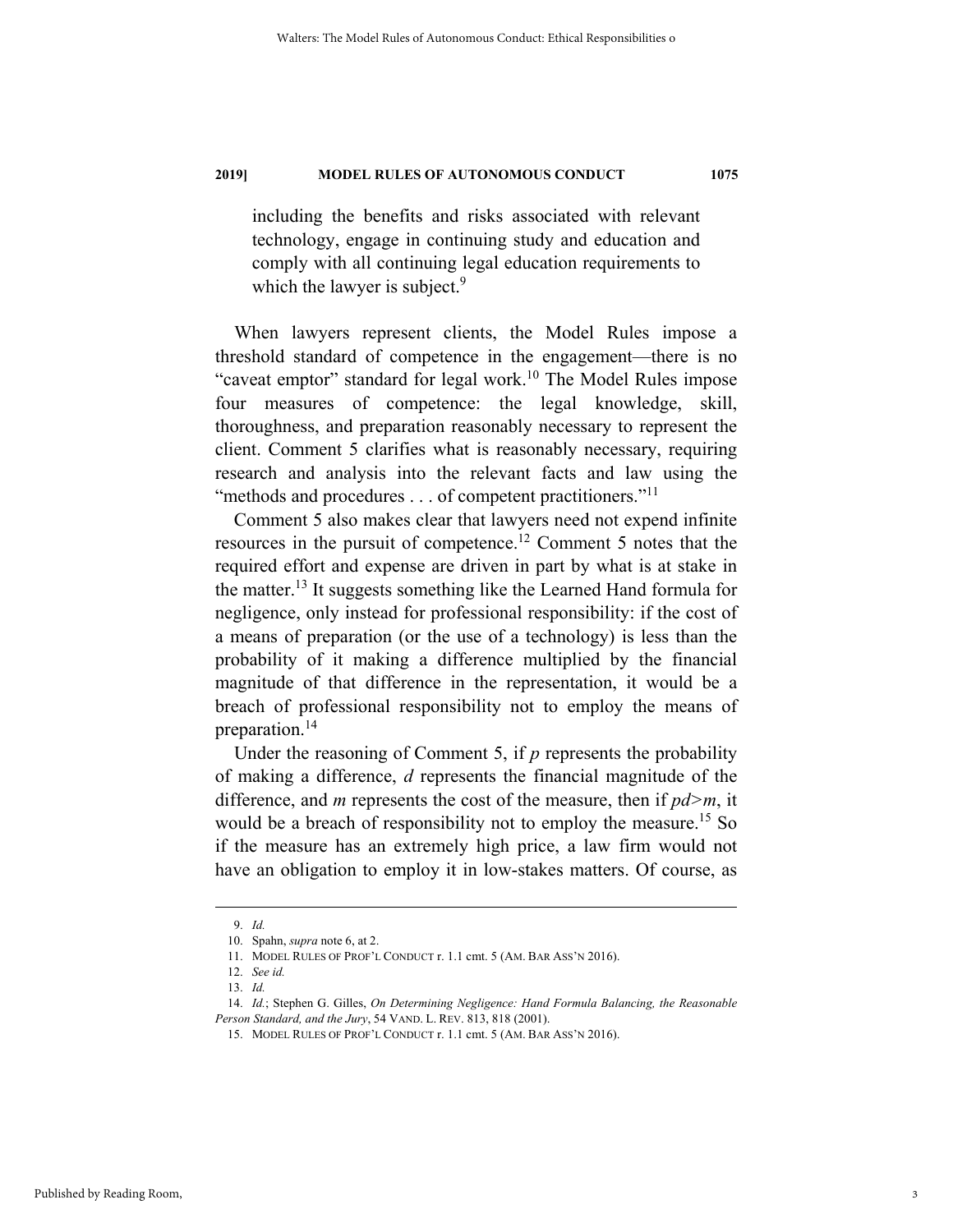> including the benefits and risks associated with relevant technology, engage in continuing study and education and comply with all continuing legal education requirements to which the lawyer is subject.[9]

When lawyers represent clients, the Model Rules impose a threshold standard of competence in the engagement—there is no "caveat emptor" standard for legal work.[10] The Model Rules impose four measures of competence: the legal knowledge, skill, thoroughness, and preparation reasonably necessary to represent the client. Comment 5 clarifies what is reasonably necessary, requiring research and analysis into the relevant facts and law using the "methods and procedures . . . of competent practitioners."[11]

Comment 5 also makes clear that lawyers need not expend infinite resources in the pursuit of competence.[12] Comment 5 notes that the required effort and expense are driven in part by what is at stake in the matter.[13] It suggests something like the Learned Hand formula for negligence, only instead for professional responsibility: if the cost of a means of preparation (or the use of a technology) is less than the probability of it making a difference multiplied by the financial magnitude of that difference in the representation, it would be a breach of professional responsibility not to employ the means of preparation.[14]

Under the reasoning of Comment 5, if $p$ represents the probability of making a difference, $d$ represents the financial magnitude of the difference, and $m$ represents the cost of the measure, then if $pd>m$, it would be a breach of responsibility not to employ the measure.[15] So if the measure has an extremely high price, a law firm would not have an obligation to employ it in low-stakes matters. Of course, as

---

9. *Id.*

10. Spahn, *supra* note 6, at 2.

11. MODEL RULES OF PROF'L CONDUCT r. 1.1 cmt. 5 (AM. BAR ASS'N 2016).

12. *See id.*

13. *Id.*

14. *Id.*; Stephen G. Gilles, *On Determining Negligence: Hand Formula Balancing, the Reasonable Person Standard, and the Jury*, 54 VAND. L. REV. 813, 818 (2001).

15. MODEL RULES OF PROF'L CONDUCT r. 1.1 cmt. 5 (AM. BAR ASS'N 2016).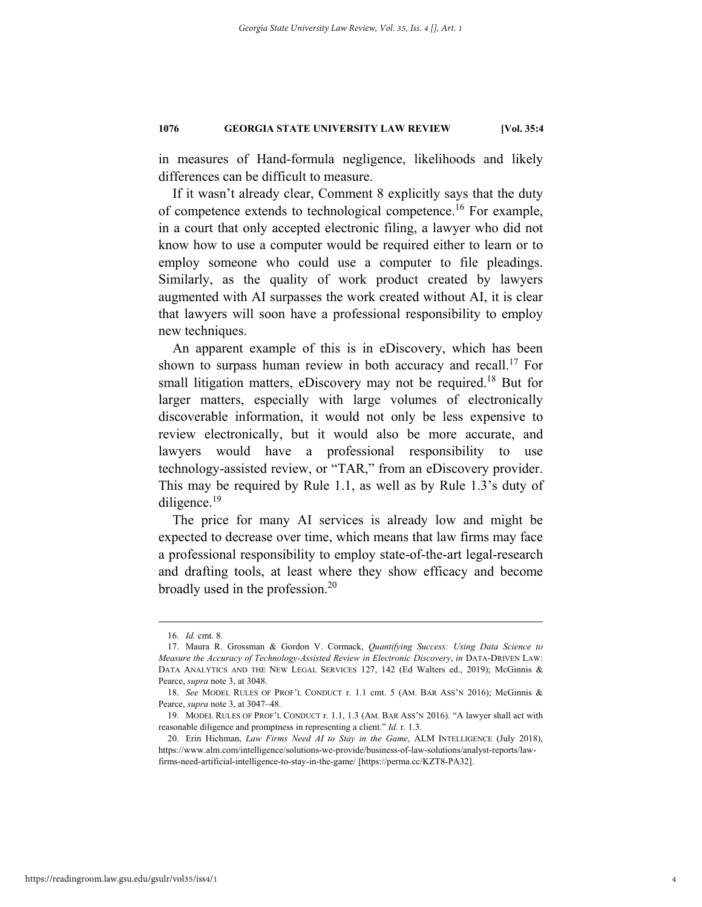in measures of Hand-formula negligence, likelihoods and likely differences can be difficult to measure.

If it wasn't already clear, Comment 8 explicitly says that the duty of competence extends to technological competence.[16] For example, in a court that only accepted electronic filing, a lawyer who did not know how to use a computer would be required either to learn or to employ someone who could use a computer to file pleadings. Similarly, as the quality of work product created by lawyers augmented with AI surpasses the work created without AI, it is clear that lawyers will soon have a professional responsibility to employ new techniques.

An apparent example of this is in eDiscovery, which has been shown to surpass human review in both accuracy and recall.[17] For small litigation matters, eDiscovery may not be required.[18] But for larger matters, especially with large volumes of electronically discoverable information, it would not only be less expensive to review electronically, but it would also be more accurate, and lawyers would have a professional responsibility to use technology-assisted review, or "TAR," from an eDiscovery provider. This may be required by Rule 1.1, as well as by Rule 1.3's duty of diligence.[19]

The price for many AI services is already low and might be expected to decrease over time, which means that law firms may face a professional responsibility to employ state-of-the-art legal-research and drafting tools, at least where they show efficacy and become broadly used in the profession.[20]

---

16. *Id.* cmt. 8.

17. Maura R. Grossman & Gordon V. Cormack, *Quantifying Success: Using Data Science to Measure the Accuracy of Technology-Assisted Review in Electronic Discovery*, *in* DATA-DRIVEN LAW: DATA ANALYTICS AND THE NEW LEGAL SERVICES 127, 142 (Ed Walters ed., 2019); McGinnis & Pearce, *supra* note 3, at 3048.

18. *See* MODEL RULES OF PROF'L CONDUCT r. 1.1 cmt. 5 (AM. BAR ASS'N 2016); McGinnis & Pearce, *supra* note 3, at 3047–48.

19. MODEL RULES OF PROF'L CONDUCT r. 1.1, 1.3 (AM. BAR ASS'N 2016). "A lawyer shall act with reasonable diligence and promptness in representing a client." *Id.* r. 1.3.

20. Erin Hichman, *Law Firms Need AI to Stay in the Game*, ALM INTELLIGENCE (July 2018), https://www.alm.com/intelligence/solutions-we-provide/business-of-law-solutions/analyst-reports/law-firms-need-artificial-intelligence-to-stay-in-the-game/ [https://perma.cc/KZT8-PA32].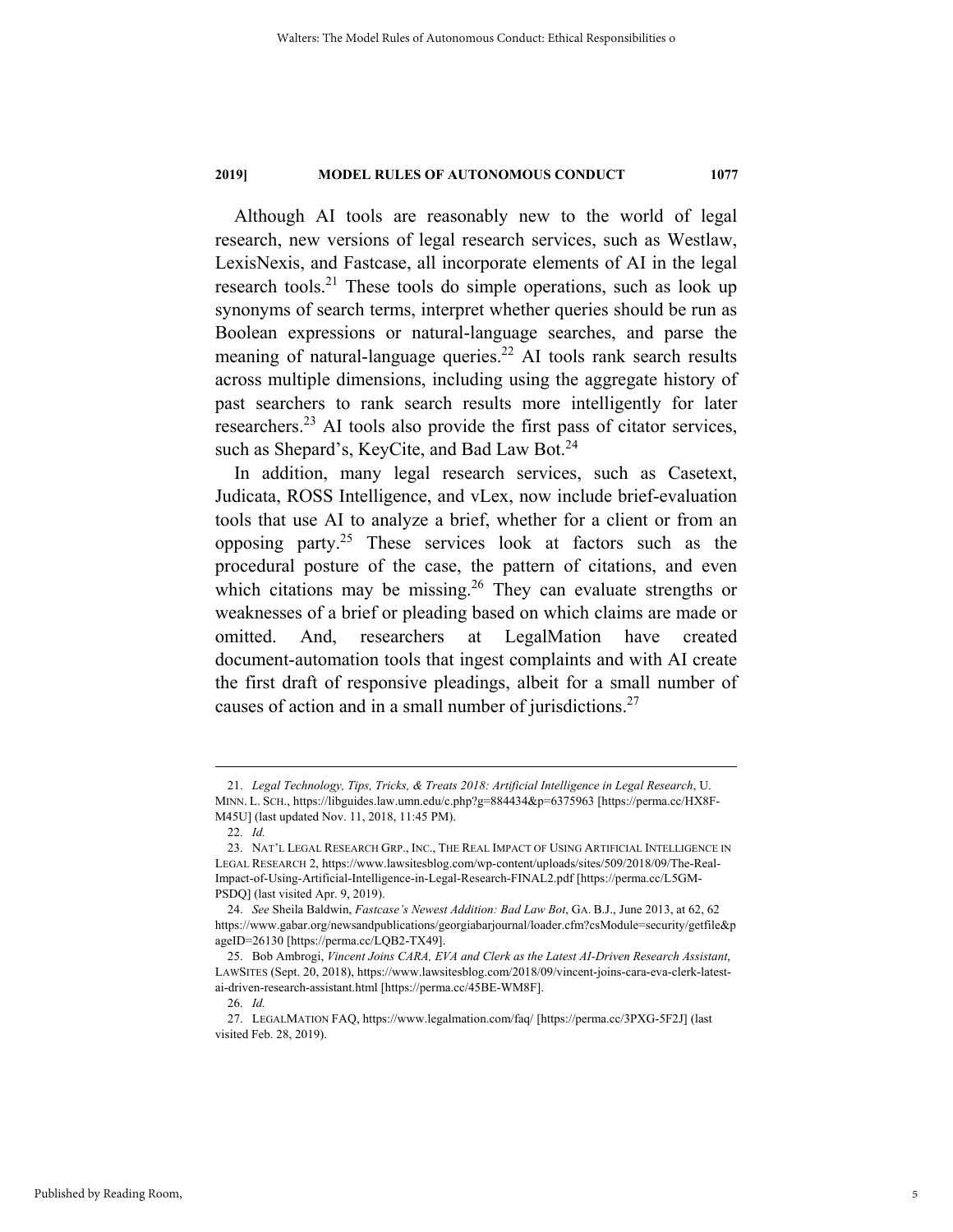Although AI tools are reasonably new to the world of legal research, new versions of legal research services, such as Westlaw, LexisNexis, and Fastcase, all incorporate elements of AI in the legal research tools.[21] These tools do simple operations, such as look up synonyms of search terms, interpret whether queries should be run as Boolean expressions or natural-language searches, and parse the meaning of natural-language queries.[22] AI tools rank search results across multiple dimensions, including using the aggregate history of past searchers to rank search results more intelligently for later researchers.[23] AI tools also provide the first pass of citator services, such as Shepard's, KeyCite, and Bad Law Bot.[24]

In addition, many legal research services, such as Casetext, Judicata, ROSS Intelligence, and vLex, now include brief-evaluation tools that use AI to analyze a brief, whether for a client or from an opposing party.[25] These services look at factors such as the procedural posture of the case, the pattern of citations, and even which citations may be missing.[26] They can evaluate strengths or weaknesses of a brief or pleading based on which claims are made or omitted. And, researchers at LegalMation have created document-automation tools that ingest complaints and with AI create the first draft of responsive pleadings, albeit for a small number of causes of action and in a small number of jurisdictions.[27]

---

21. *Legal Technology, Tips, Tricks, & Treats 2018: Artificial Intelligence in Legal Research*, U. MINN. L. SCH., https://libguides.law.umn.edu/c.php?g=884434&p=6375963 [https://perma.cc/HX8F-M45U] (last updated Nov. 11, 2018, 11:45 PM).

22. *Id.*

23. NAT'L LEGAL RESEARCH GRP., INC., THE REAL IMPACT OF USING ARTIFICIAL INTELLIGENCE IN LEGAL RESEARCH 2, https://www.lawsitesblog.com/wp-content/uploads/sites/509/2018/09/The-Real-Impact-of-Using-Artificial-Intelligence-in-Legal-Research-FINAL2.pdf [https://perma.cc/L5GM-PSDQ] (last visited Apr. 9, 2019).

24. *See* Sheila Baldwin, *Fastcase's Newest Addition: Bad Law Bot*, GA. B.J., June 2013, at 62, 62 https://www.gabar.org/newsandpublications/georgiabarjournal/loader.cfm?csModule=security/getfile&pageID=26130 [https://perma.cc/LQB2-TX49].

25. Bob Ambrogi, *Vincent Joins CARA, EVA and Clerk as the Latest AI-Driven Research Assistant*, LAWSITES (Sept. 20, 2018), https://www.lawsitesblog.com/2018/09/vincent-joins-cara-eva-clerk-latest-ai-driven-research-assistant.html [https://perma.cc/45BE-WM8F].

26. *Id.*

27. LEGALMATION FAQ, https://www.legalmation.com/faq/ [https://perma.cc/3PXG-5F2J] (last visited Feb. 28, 2019).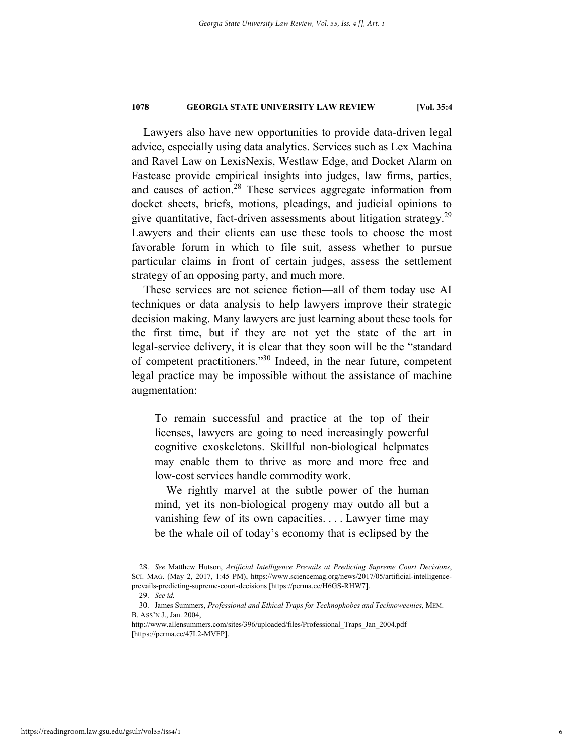Lawyers also have new opportunities to provide data-driven legal advice, especially using data analytics. Services such as Lex Machina and Ravel Law on LexisNexis, Westlaw Edge, and Docket Alarm on Fastcase provide empirical insights into judges, law firms, parties, and causes of action.[28] These services aggregate information from docket sheets, briefs, motions, pleadings, and judicial opinions to give quantitative, fact-driven assessments about litigation strategy.[29] Lawyers and their clients can use these tools to choose the most favorable forum in which to file suit, assess whether to pursue particular claims in front of certain judges, assess the settlement strategy of an opposing party, and much more.

These services are not science fiction—all of them today use AI techniques or data analysis to help lawyers improve their strategic decision making. Many lawyers are just learning about these tools for the first time, but if they are not yet the state of the art in legal-service delivery, it is clear that they soon will be the "standard of competent practitioners."[30] Indeed, in the near future, competent legal practice may be impossible without the assistance of machine augmentation:

> To remain successful and practice at the top of their licenses, lawyers are going to need increasingly powerful cognitive exoskeletons. Skillful non-biological helpmates may enable them to thrive as more and more free and low-cost services handle commodity work.
>
> We rightly marvel at the subtle power of the human mind, yet its non-biological progeny may outdo all but a vanishing few of its own capacities. . . . Lawyer time may be the whale oil of today's economy that is eclipsed by the

---

28. *See* Matthew Hutson, *Artificial Intelligence Prevails at Predicting Supreme Court Decisions*, SCI. MAG. (May 2, 2017, 1:45 PM), https://www.sciencemag.org/news/2017/05/artificial-intelligence-prevails-predicting-supreme-court-decisions [https://perma.cc/H6GS-RHW7].

29. *See id.*

30. James Summers, *Professional and Ethical Traps for Technophobes and Technoweenies*, MEM. B. ASS'N J., Jan. 2004, http://www.allensummers.com/sites/396/uploaded/files/Professional_Traps_Jan_2004.pdf [https://perma.cc/47L2-MVFP].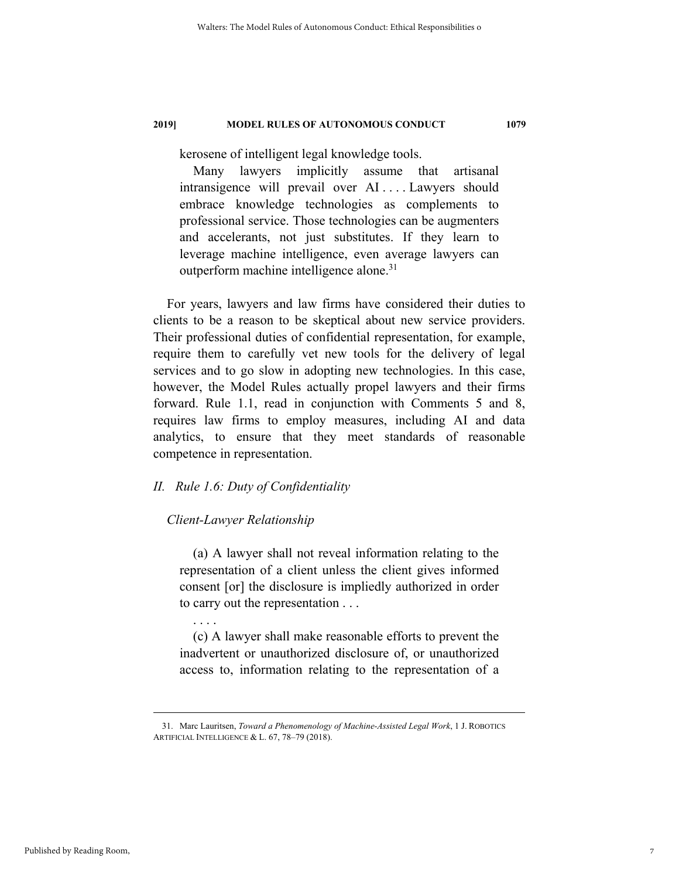kerosene of intelligent legal knowledge tools.

> Many lawyers implicitly assume that artisanal intransigence will prevail over AI . . . . Lawyers should embrace knowledge technologies as complements to professional service. Those technologies can be augmenters and accelerants, not just substitutes. If they learn to leverage machine intelligence, even average lawyers can outperform machine intelligence alone.[31]

For years, lawyers and law firms have considered their duties to clients to be a reason to be skeptical about new service providers. Their professional duties of confidential representation, for example, require them to carefully vet new tools for the delivery of legal services and to go slow in adopting new technologies. In this case, however, the Model Rules actually propel lawyers and their firms forward. Rule 1.1, read in conjunction with Comments 5 and 8, requires law firms to employ measures, including AI and data analytics, to ensure that they meet standards of reasonable competence in representation.

## *II. Rule 1.6: Duty of Confidentiality*

### *Client-Lawyer Relationship*

> (a) A lawyer shall not reveal information relating to the representation of a client unless the client gives informed consent [or] the disclosure is impliedly authorized in order to carry out the representation . . .
>
> . . . .
>
> (c) A lawyer shall make reasonable efforts to prevent the inadvertent or unauthorized disclosure of, or unauthorized access to, information relating to the representation of a

---

31. Marc Lauritsen, *Toward a Phenomenology of Machine-Assisted Legal Work*, 1 J. ROBOTICS ARTIFICIAL INTELLIGENCE & L. 67, 78–79 (2018).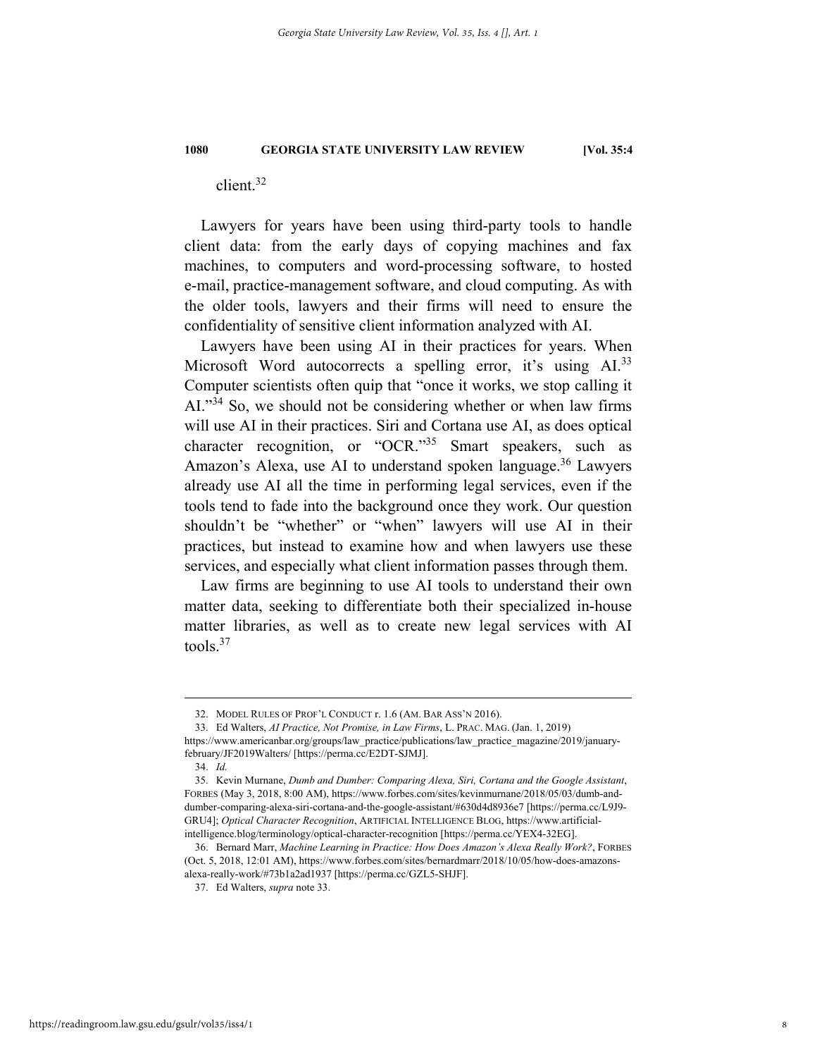client.[32]

Lawyers for years have been using third-party tools to handle client data: from the early days of copying machines and fax machines, to computers and word-processing software, to hosted e-mail, practice-management software, and cloud computing. As with the older tools, lawyers and their firms will need to ensure the confidentiality of sensitive client information analyzed with AI.

Lawyers have been using AI in their practices for years. When Microsoft Word autocorrects a spelling error, it's using AI.[33] Computer scientists often quip that "once it works, we stop calling it AI."[34] So, we should not be considering whether or when law firms will use AI in their practices. Siri and Cortana use AI, as does optical character recognition, or "OCR."[35] Smart speakers, such as Amazon's Alexa, use AI to understand spoken language.[36] Lawyers already use AI all the time in performing legal services, even if the tools tend to fade into the background once they work. Our question shouldn't be "whether" or "when" lawyers will use AI in their practices, but instead to examine how and when lawyers use these services, and especially what client information passes through them.

Law firms are beginning to use AI tools to understand their own matter data, seeking to differentiate both their specialized in-house matter libraries, as well as to create new legal services with AI tools.[37]

---

32. MODEL RULES OF PROF'L CONDUCT r. 1.6 (AM. BAR ASS'N 2016).

33. Ed Walters, *AI Practice, Not Promise, in Law Firms*, L. PRAC. MAG. (Jan. 1, 2019) https://www.americanbar.org/groups/law_practice/publications/law_practice_magazine/2019/january-february/JF2019Walters/ [https://perma.cc/E2DT-SJMJ].

34. *Id.*

35. Kevin Murnane, *Dumb and Dumber: Comparing Alexa, Siri, Cortana and the Google Assistant*, FORBES (May 3, 2018, 8:00 AM), https://www.forbes.com/sites/kevinmurnane/2018/05/03/dumb-and-dumber-comparing-alexa-siri-cortana-and-the-google-assistant/#630d4d8936e7 [https://perma.cc/L9J9-GRU4]; *Optical Character Recognition*, ARTIFICIAL INTELLIGENCE BLOG, https://www.artificial-intelligence.blog/terminology/optical-character-recognition [https://perma.cc/YEX4-32EG].

36. Bernard Marr, *Machine Learning in Practice: How Does Amazon's Alexa Really Work?*, FORBES (Oct. 5, 2018, 12:01 AM), https://www.forbes.com/sites/bernardmarr/2018/10/05/how-does-amazons-alexa-really-work/#73b1a2ad1937 [https://perma.cc/GZL5-SHJF].

37. Ed Walters, *supra* note 33.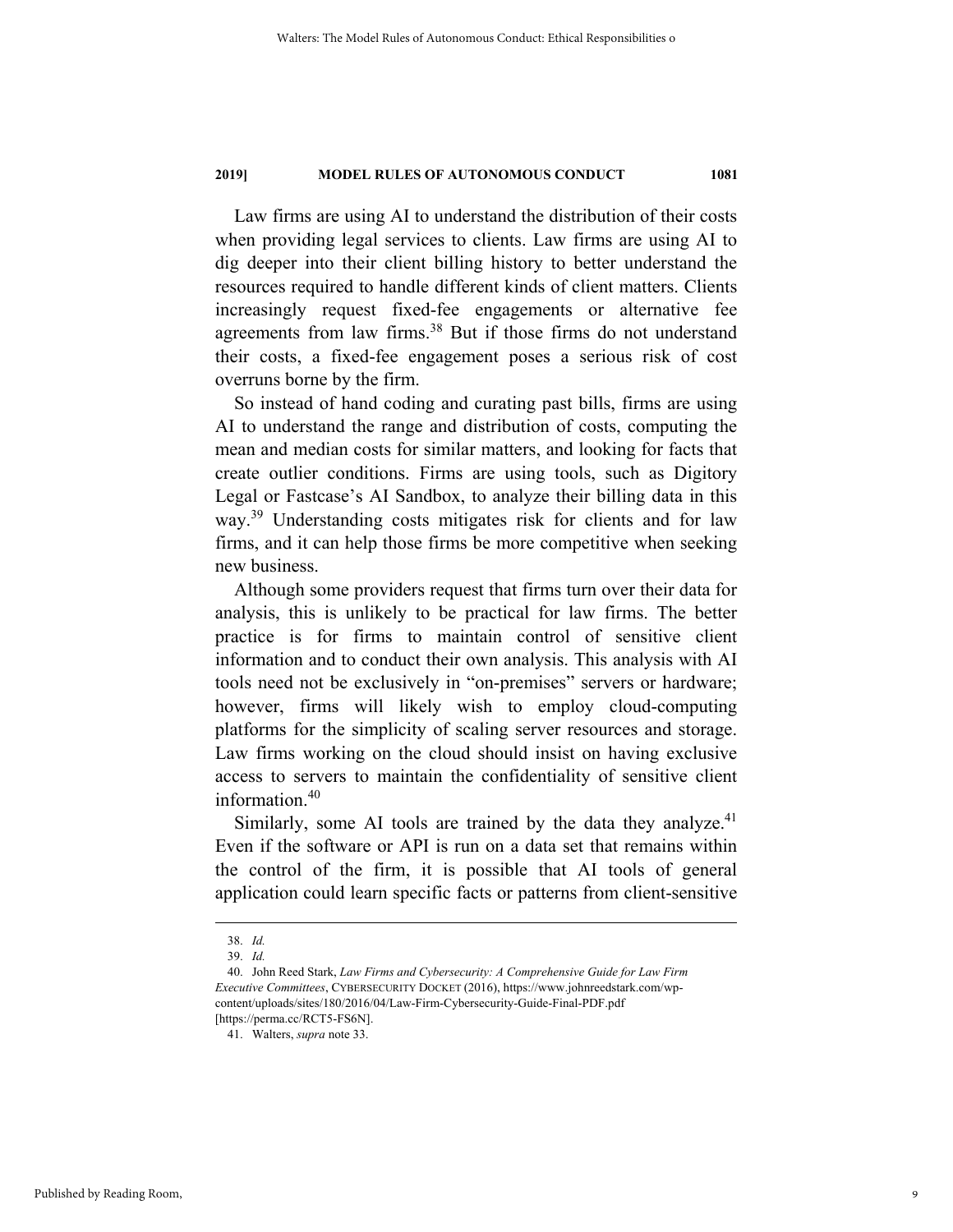Law firms are using AI to understand the distribution of their costs when providing legal services to clients. Law firms are using AI to dig deeper into their client billing history to better understand the resources required to handle different kinds of client matters. Clients increasingly request fixed-fee engagements or alternative fee agreements from law firms.[38] But if those firms do not understand their costs, a fixed-fee engagement poses a serious risk of cost overruns borne by the firm.

So instead of hand coding and curating past bills, firms are using AI to understand the range and distribution of costs, computing the mean and median costs for similar matters, and looking for facts that create outlier conditions. Firms are using tools, such as Digitory Legal or Fastcase's AI Sandbox, to analyze their billing data in this way.[39] Understanding costs mitigates risk for clients and for law firms, and it can help those firms be more competitive when seeking new business.

Although some providers request that firms turn over their data for analysis, this is unlikely to be practical for law firms. The better practice is for firms to maintain control of sensitive client information and to conduct their own analysis. This analysis with AI tools need not be exclusively in "on-premises" servers or hardware; however, firms will likely wish to employ cloud-computing platforms for the simplicity of scaling server resources and storage. Law firms working on the cloud should insist on having exclusive access to servers to maintain the confidentiality of sensitive client information.[40]

Similarly, some AI tools are trained by the data they analyze.[41] Even if the software or API is run on a data set that remains within the control of the firm, it is possible that AI tools of general application could learn specific facts or patterns from client-sensitive

---

38. *Id.*

39. *Id.*

40. John Reed Stark, *Law Firms and Cybersecurity: A Comprehensive Guide for Law Firm Executive Committees*, CYBERSECURITY DOCKET (2016), https://www.johnreedstark.com/wp-content/uploads/sites/180/2016/04/Law-Firm-Cybersecurity-Guide-Final-PDF.pdf [https://perma.cc/RCT5-FS6N].

41. Walters, *supra* note 33.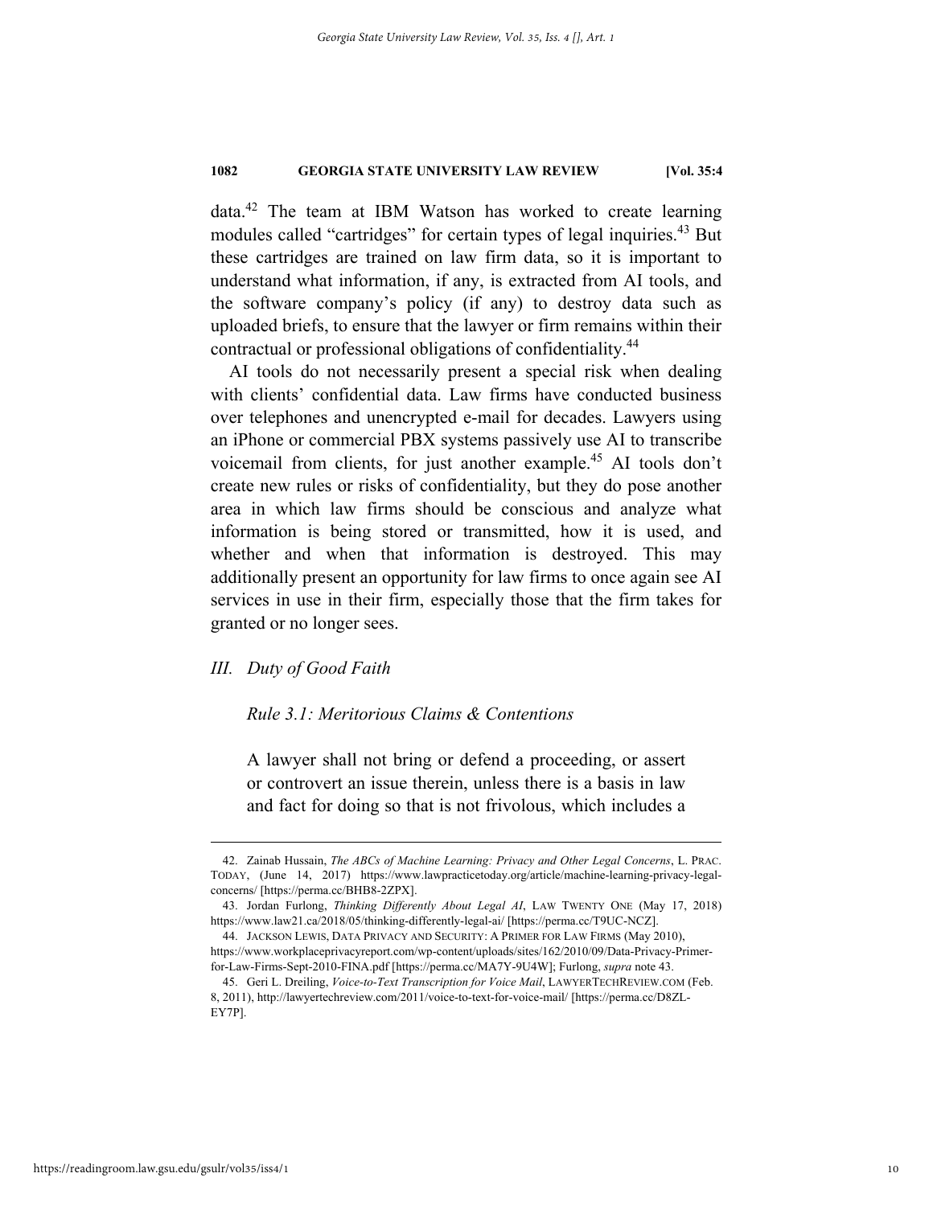data.[42] The team at IBM Watson has worked to create learning modules called "cartridges" for certain types of legal inquiries.[43] But these cartridges are trained on law firm data, so it is important to understand what information, if any, is extracted from AI tools, and the software company's policy (if any) to destroy data such as uploaded briefs, to ensure that the lawyer or firm remains within their contractual or professional obligations of confidentiality.[44]

AI tools do not necessarily present a special risk when dealing with clients' confidential data. Law firms have conducted business over telephones and unencrypted e-mail for decades. Lawyers using an iPhone or commercial PBX systems passively use AI to transcribe voicemail from clients, for just another example.[45] AI tools don't create new rules or risks of confidentiality, but they do pose another area in which law firms should be conscious and analyze what information is being stored or transmitted, how it is used, and whether and when that information is destroyed. This may additionally present an opportunity for law firms to once again see AI services in use in their firm, especially those that the firm takes for granted or no longer sees.

### *III. Duty of Good Faith*

#### *Rule 3.1: Meritorious Claims & Contentions*

> A lawyer shall not bring or defend a proceeding, or assert or controvert an issue therein, unless there is a basis in law and fact for doing so that is not frivolous, which includes a

---

42. Zainab Hussain, *The ABCs of Machine Learning: Privacy and Other Legal Concerns*, L. PRAC. TODAY, (June 14, 2017) https://www.lawpracticetoday.org/article/machine-learning-privacy-legal-concerns/ [https://perma.cc/BHB8-2ZPX].

43. Jordan Furlong, *Thinking Differently About Legal AI*, LAW TWENTY ONE (May 17, 2018) https://www.law21.ca/2018/05/thinking-differently-legal-ai/ [https://perma.cc/T9UC-NCZ].

44. JACKSON LEWIS, DATA PRIVACY AND SECURITY: A PRIMER FOR LAW FIRMS (May 2010), https://www.workplaceprivacyreport.com/wp-content/uploads/sites/162/2010/09/Data-Privacy-Primer-for-Law-Firms-Sept-2010-FINA.pdf [https://perma.cc/MA7Y-9U4W]; Furlong, *supra* note 43.

45. Geri L. Dreiling, *Voice-to-Text Transcription for Voice Mail*, LAWYERTECHREVIEW.COM (Feb. 8, 2011), http://lawyertechreview.com/2011/voice-to-text-for-voice-mail/ [https://perma.cc/D8ZL-EY7P].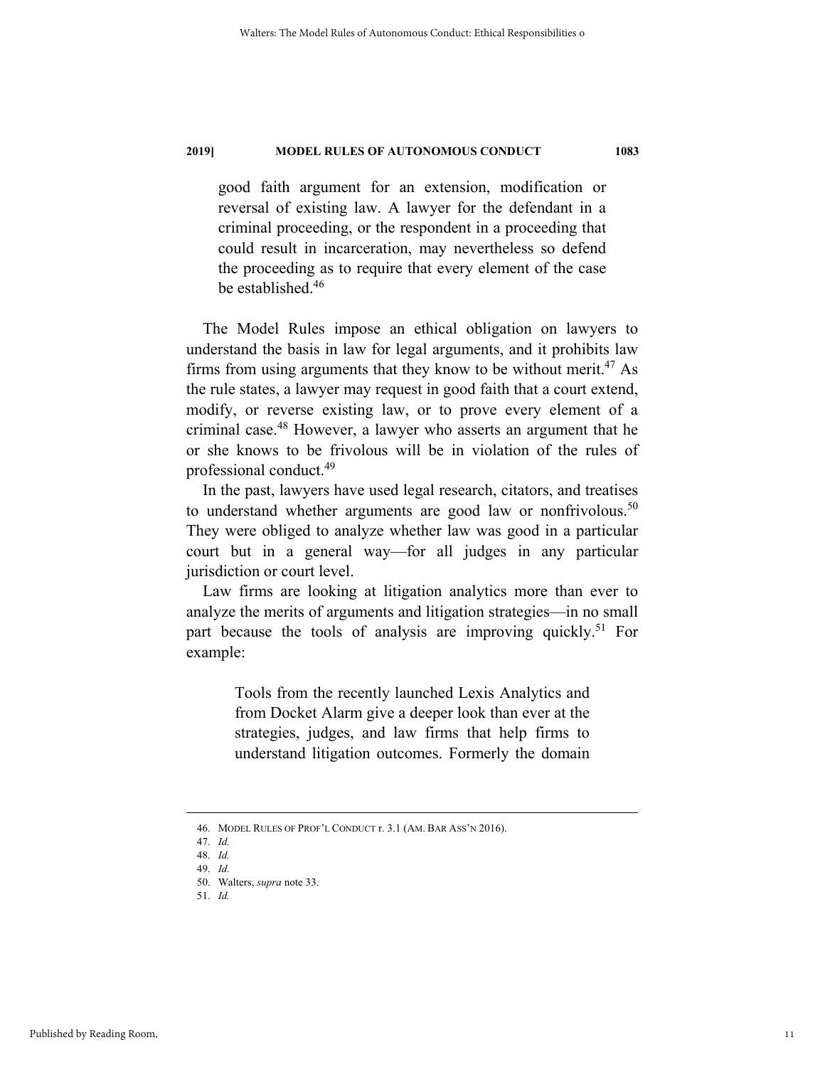> good faith argument for an extension, modification or reversal of existing law. A lawyer for the defendant in a criminal proceeding, or the respondent in a proceeding that could result in incarceration, may nevertheless so defend the proceeding as to require that every element of the case be established.[46]

The Model Rules impose an ethical obligation on lawyers to understand the basis in law for legal arguments, and it prohibits law firms from using arguments that they know to be without merit.[47] As the rule states, a lawyer may request in good faith that a court extend, modify, or reverse existing law, or to prove every element of a criminal case.[48] However, a lawyer who asserts an argument that he or she knows to be frivolous will be in violation of the rules of professional conduct.[49]

In the past, lawyers have used legal research, citators, and treatises to understand whether arguments are good law or nonfrivolous.[50] They were obliged to analyze whether law was good in a particular court but in a general way—for all judges in any particular jurisdiction or court level.

Law firms are looking at litigation analytics more than ever to analyze the merits of arguments and litigation strategies—in no small part because the tools of analysis are improving quickly.[51] For example:

> Tools from the recently launched Lexis Analytics and from Docket Alarm give a deeper look than ever at the strategies, judges, and law firms that help firms to understand litigation outcomes. Formerly the domain

---

46. MODEL RULES OF PROF'L CONDUCT r. 3.1 (AM. BAR ASS'N 2016).
47. *Id.*
48. *Id.*
49. *Id.*
50. Walters, *supra* note 33.
51. *Id.*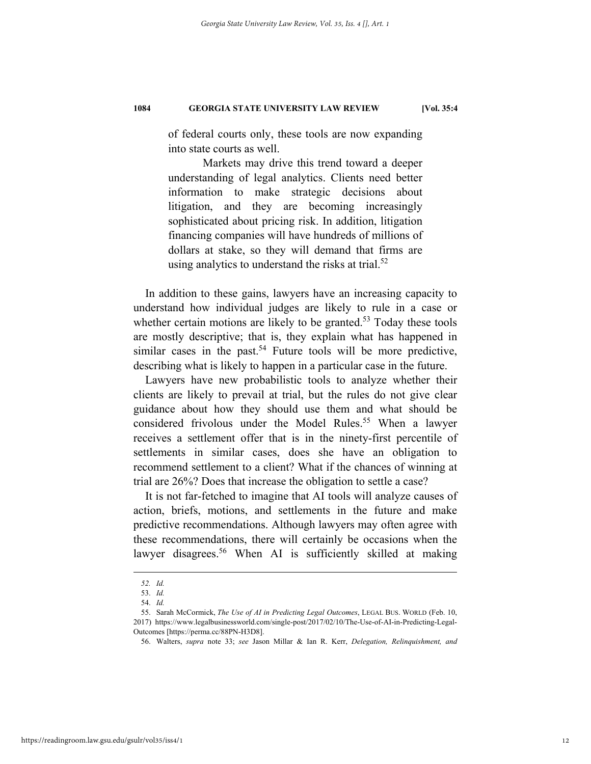> of federal courts only, these tools are now expanding into state courts as well.
>
> Markets may drive this trend toward a deeper understanding of legal analytics. Clients need better information to make strategic decisions about litigation, and they are becoming increasingly sophisticated about pricing risk. In addition, litigation financing companies will have hundreds of millions of dollars at stake, so they will demand that firms are using analytics to understand the risks at trial.[52]

In addition to these gains, lawyers have an increasing capacity to understand how individual judges are likely to rule in a case or whether certain motions are likely to be granted.[53] Today these tools are mostly descriptive; that is, they explain what has happened in similar cases in the past.[54] Future tools will be more predictive, describing what is likely to happen in a particular case in the future.

Lawyers have new probabilistic tools to analyze whether their clients are likely to prevail at trial, but the rules do not give clear guidance about how they should use them and what should be considered frivolous under the Model Rules.[55] When a lawyer receives a settlement offer that is in the ninety-first percentile of settlements in similar cases, does she have an obligation to recommend settlement to a client? What if the chances of winning at trial are 26%? Does that increase the obligation to settle a case?

It is not far-fetched to imagine that AI tools will analyze causes of action, briefs, motions, and settlements in the future and make predictive recommendations. Although lawyers may often agree with these recommendations, there will certainly be occasions when the lawyer disagrees.[56] When AI is sufficiently skilled at making

---

52. *Id.*

53. *Id.*

54. *Id.*

55. Sarah McCormick, *The Use of AI in Predicting Legal Outcomes*, LEGAL BUS. WORLD (Feb. 10, 2017) https://www.legalbusinessworld.com/single-post/2017/02/10/The-Use-of-AI-in-Predicting-Legal-Outcomes [https://perma.cc/88PN-H3D8].

56. Walters, *supra* note 33; *see* Jason Millar & Ian R. Kerr, *Delegation, Relinquishment, and*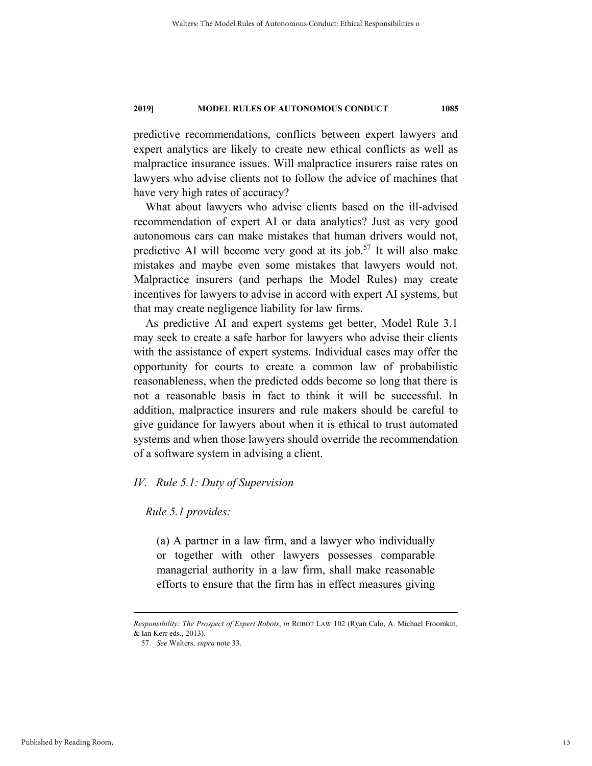predictive recommendations, conflicts between expert lawyers and expert analytics are likely to create new ethical conflicts as well as malpractice insurance issues. Will malpractice insurers raise rates on lawyers who advise clients not to follow the advice of machines that have very high rates of accuracy?

What about lawyers who advise clients based on the ill-advised recommendation of expert AI or data analytics? Just as very good autonomous cars can make mistakes that human drivers would not, predictive AI will become very good at its job.[57] It will also make mistakes and maybe even some mistakes that lawyers would not. Malpractice insurers (and perhaps the Model Rules) may create incentives for lawyers to advise in accord with expert AI systems, but that may create negligence liability for law firms.

As predictive AI and expert systems get better, Model Rule 3.1 may seek to create a safe harbor for lawyers who advise their clients with the assistance of expert systems. Individual cases may offer the opportunity for courts to create a common law of probabilistic reasonableness, when the predicted odds become so long that there is not a reasonable basis in fact to think it will be successful. In addition, malpractice insurers and rule makers should be careful to give guidance for lawyers about when it is ethical to trust automated systems and when those lawyers should override the recommendation of a software system in advising a client.

## *IV. Rule 5.1: Duty of Supervision*

*Rule 5.1 provides:*

> (a) A partner in a law firm, and a lawyer who individually or together with other lawyers possesses comparable managerial authority in a law firm, shall make reasonable efforts to ensure that the firm has in effect measures giving

---

*Responsibility: The Prospect of Expert Robots*, *in* ROBOT LAW 102 (Ryan Calo, A. Michael Froomkin, & Ian Kerr eds., 2013).

57. *See* Walters, *supra* note 33.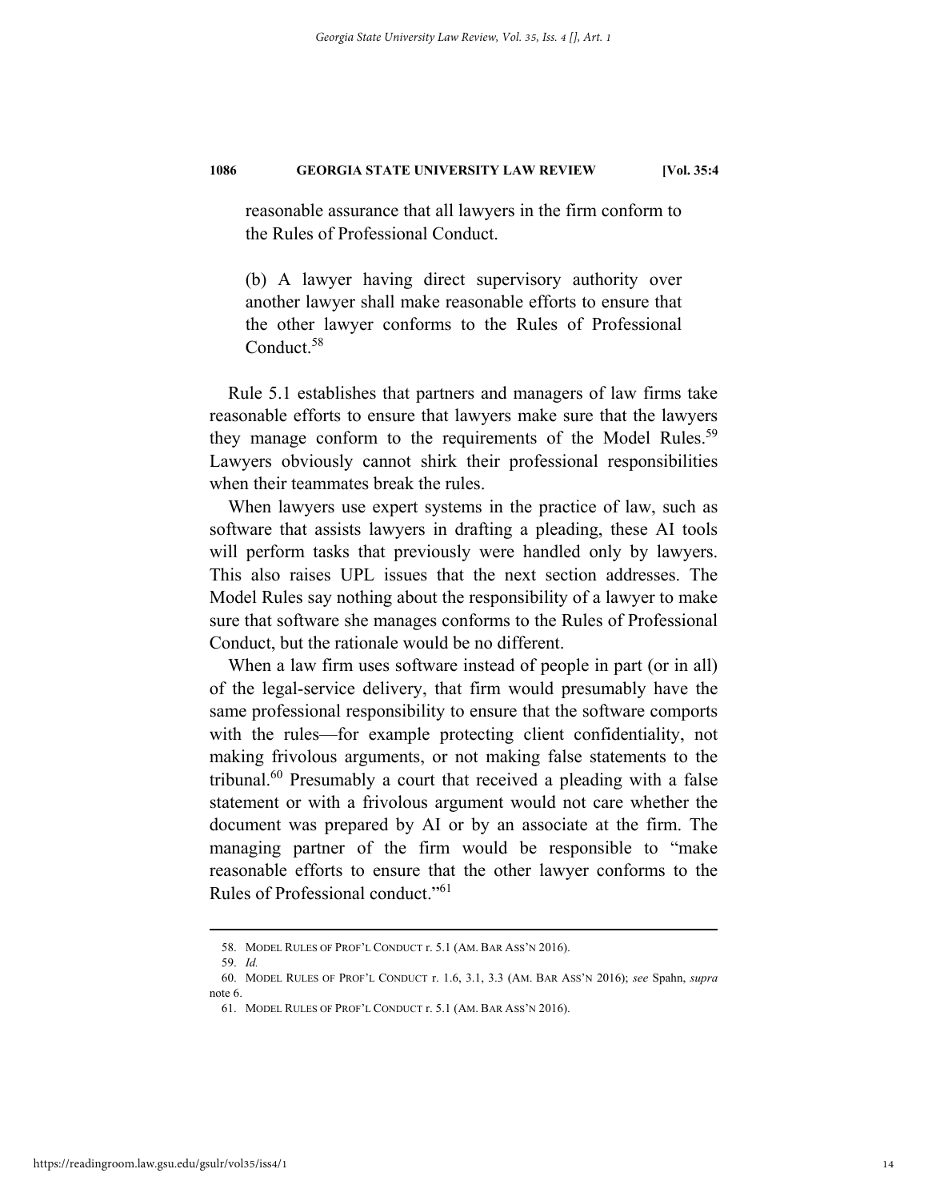> reasonable assurance that all lawyers in the firm conform to the Rules of Professional Conduct.
>
> (b) A lawyer having direct supervisory authority over another lawyer shall make reasonable efforts to ensure that the other lawyer conforms to the Rules of Professional Conduct.[58]

Rule 5.1 establishes that partners and managers of law firms take reasonable efforts to ensure that lawyers make sure that the lawyers they manage conform to the requirements of the Model Rules.[59] Lawyers obviously cannot shirk their professional responsibilities when their teammates break the rules.

When lawyers use expert systems in the practice of law, such as software that assists lawyers in drafting a pleading, these AI tools will perform tasks that previously were handled only by lawyers. This also raises UPL issues that the next section addresses. The Model Rules say nothing about the responsibility of a lawyer to make sure that software she manages conforms to the Rules of Professional Conduct, but the rationale would be no different.

When a law firm uses software instead of people in part (or in all) of the legal-service delivery, that firm would presumably have the same professional responsibility to ensure that the software comports with the rules—for example protecting client confidentiality, not making frivolous arguments, or not making false statements to the tribunal.[60] Presumably a court that received a pleading with a false statement or with a frivolous argument would not care whether the document was prepared by AI or by an associate at the firm. The managing partner of the firm would be responsible to "make reasonable efforts to ensure that the other lawyer conforms to the Rules of Professional conduct."[61]

---

58. MODEL RULES OF PROF'L CONDUCT r. 5.1 (AM. BAR ASS'N 2016).

59. *Id.*

60. MODEL RULES OF PROF'L CONDUCT r. 1.6, 3.1, 3.3 (AM. BAR ASS'N 2016); *see* Spahn, *supra* note 6.

61. MODEL RULES OF PROF'L CONDUCT r. 5.1 (AM. BAR ASS'N 2016).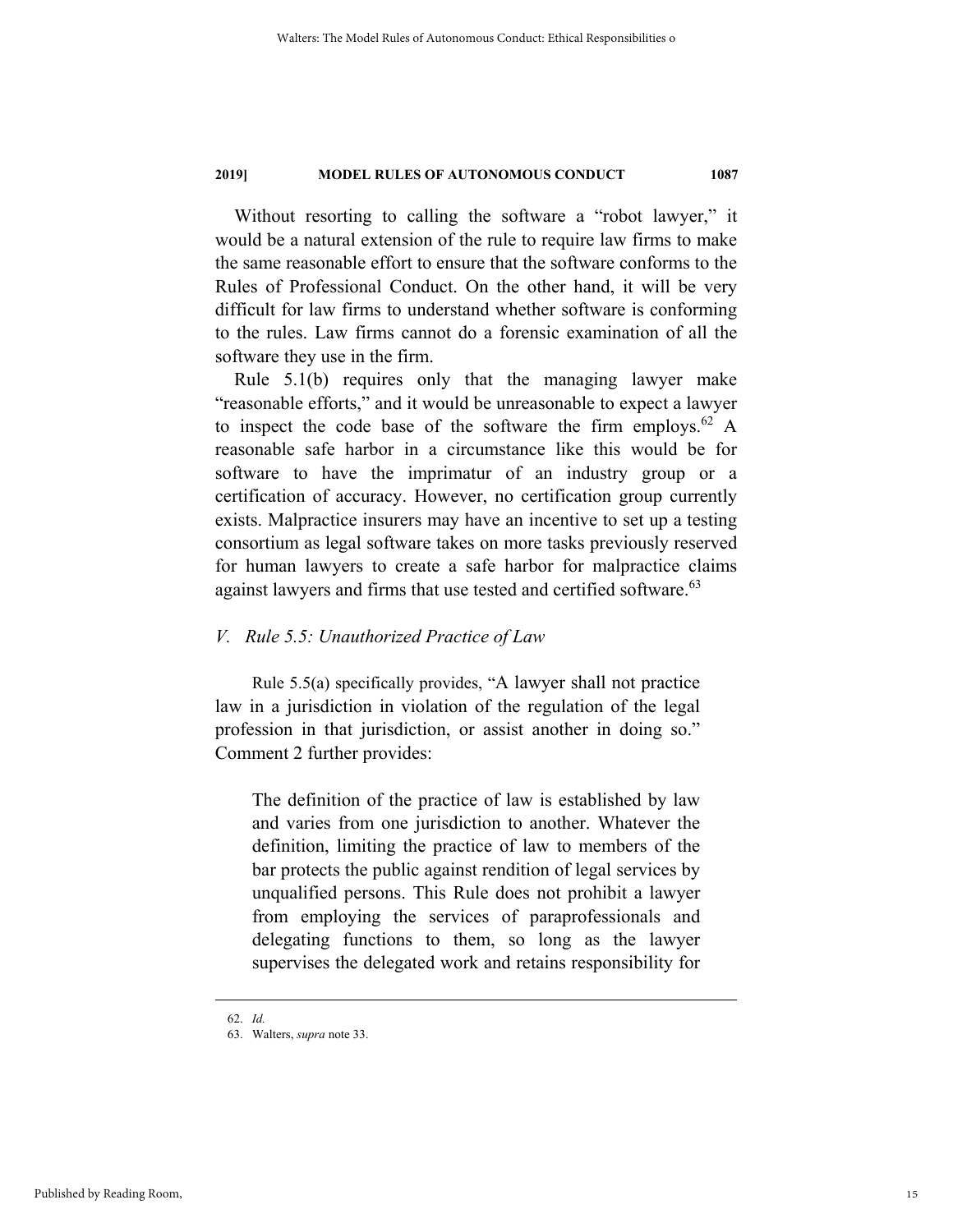Without resorting to calling the software a "robot lawyer," it would be a natural extension of the rule to require law firms to make the same reasonable effort to ensure that the software conforms to the Rules of Professional Conduct. On the other hand, it will be very difficult for law firms to understand whether software is conforming to the rules. Law firms cannot do a forensic examination of all the software they use in the firm.

Rule 5.1(b) requires only that the managing lawyer make "reasonable efforts," and it would be unreasonable to expect a lawyer to inspect the code base of the software the firm employs.[62] A reasonable safe harbor in a circumstance like this would be for software to have the imprimatur of an industry group or a certification of accuracy. However, no certification group currently exists. Malpractice insurers may have an incentive to set up a testing consortium as legal software takes on more tasks previously reserved for human lawyers to create a safe harbor for malpractice claims against lawyers and firms that use tested and certified software.[63]

## *V. Rule 5.5: Unauthorized Practice of Law*

Rule 5.5(a) specifically provides, "A lawyer shall not practice law in a jurisdiction in violation of the regulation of the legal profession in that jurisdiction, or assist another in doing so." Comment 2 further provides:

> The definition of the practice of law is established by law and varies from one jurisdiction to another. Whatever the definition, limiting the practice of law to members of the bar protects the public against rendition of legal services by unqualified persons. This Rule does not prohibit a lawyer from employing the services of paraprofessionals and delegating functions to them, so long as the lawyer supervises the delegated work and retains responsibility for

---

62. *Id.*

63. Walters, *supra* note 33.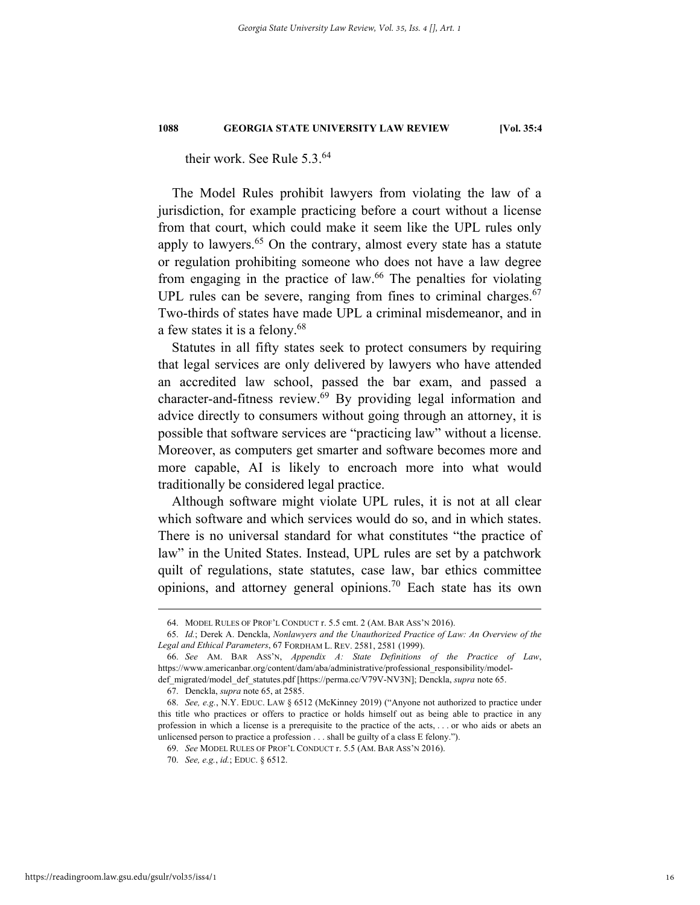their work. See Rule 5.3.[64]

The Model Rules prohibit lawyers from violating the law of a jurisdiction, for example practicing before a court without a license from that court, which could make it seem like the UPL rules only apply to lawyers.[65] On the contrary, almost every state has a statute or regulation prohibiting someone who does not have a law degree from engaging in the practice of law.[66] The penalties for violating UPL rules can be severe, ranging from fines to criminal charges.[67] Two-thirds of states have made UPL a criminal misdemeanor, and in a few states it is a felony.[68]

Statutes in all fifty states seek to protect consumers by requiring that legal services are only delivered by lawyers who have attended an accredited law school, passed the bar exam, and passed a character-and-fitness review.[69] By providing legal information and advice directly to consumers without going through an attorney, it is possible that software services are "practicing law" without a license. Moreover, as computers get smarter and software becomes more and more capable, AI is likely to encroach more into what would traditionally be considered legal practice.

Although software might violate UPL rules, it is not at all clear which software and which services would do so, and in which states. There is no universal standard for what constitutes "the practice of law" in the United States. Instead, UPL rules are set by a patchwork quilt of regulations, state statutes, case law, bar ethics committee opinions, and attorney general opinions.[70] Each state has its own

---

64. MODEL RULES OF PROF'L CONDUCT r. 5.5 cmt. 2 (AM. BAR ASS'N 2016).

65. *Id.*; Derek A. Denckla, *Nonlawyers and the Unauthorized Practice of Law: An Overview of the Legal and Ethical Parameters*, 67 FORDHAM L. REV. 2581, 2581 (1999).

66. *See* AM. BAR ASS'N, *Appendix A: State Definitions of the Practice of Law*, https://www.americanbar.org/content/dam/aba/administrative/professional_responsibility/model-def_migrated/model_def_statutes.pdf [https://perma.cc/V79V-NV3N]; Denckla, *supra* note 65.

67. Denckla, *supra* note 65, at 2585.

68. *See, e.g.*, N.Y. EDUC. LAW § 6512 (McKinney 2019) ("Anyone not authorized to practice under this title who practices or offers to practice or holds himself out as being able to practice in any profession in which a license is a prerequisite to the practice of the acts, . . . or who aids or abets an unlicensed person to practice a profession . . . shall be guilty of a class E felony.").

69. *See* MODEL RULES OF PROF'L CONDUCT r. 5.5 (AM. BAR ASS'N 2016).

70. *See, e.g.*, *id.*; EDUC. § 6512.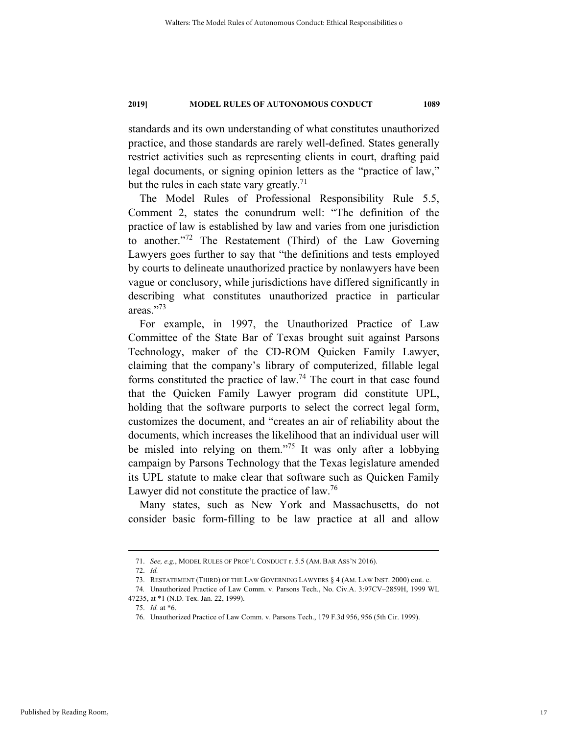standards and its own understanding of what constitutes unauthorized practice, and those standards are rarely well-defined. States generally restrict activities such as representing clients in court, drafting paid legal documents, or signing opinion letters as the "practice of law," but the rules in each state vary greatly.[71]

The Model Rules of Professional Responsibility Rule 5.5, Comment 2, states the conundrum well: "The definition of the practice of law is established by law and varies from one jurisdiction to another."[72] The Restatement (Third) of the Law Governing Lawyers goes further to say that "the definitions and tests employed by courts to delineate unauthorized practice by nonlawyers have been vague or conclusory, while jurisdictions have differed significantly in describing what constitutes unauthorized practice in particular areas."[73]

For example, in 1997, the Unauthorized Practice of Law Committee of the State Bar of Texas brought suit against Parsons Technology, maker of the CD-ROM Quicken Family Lawyer, claiming that the company's library of computerized, fillable legal forms constituted the practice of law.[74] The court in that case found that the Quicken Family Lawyer program did constitute UPL, holding that the software purports to select the correct legal form, customizes the document, and "creates an air of reliability about the documents, which increases the likelihood that an individual user will be misled into relying on them."[75] It was only after a lobbying campaign by Parsons Technology that the Texas legislature amended its UPL statute to make clear that software such as Quicken Family Lawyer did not constitute the practice of law.[76]

Many states, such as New York and Massachusetts, do not consider basic form-filling to be law practice at all and allow

---

71. *See, e.g.*, MODEL RULES OF PROF'L CONDUCT r. 5.5 (AM. BAR ASS'N 2016).

72. *Id.*

73. RESTATEMENT (THIRD) OF THE LAW GOVERNING LAWYERS § 4 (AM. LAW INST. 2000) cmt. c.

74. Unauthorized Practice of Law Comm. v. Parsons Tech., No. Civ.A. 3:97CV–2859H, 1999 WL 47235, at *1 (N.D. Tex. Jan. 22, 1999).

75. *Id.* at *6.

76. Unauthorized Practice of Law Comm. v. Parsons Tech., 179 F.3d 956, 956 (5th Cir. 1999).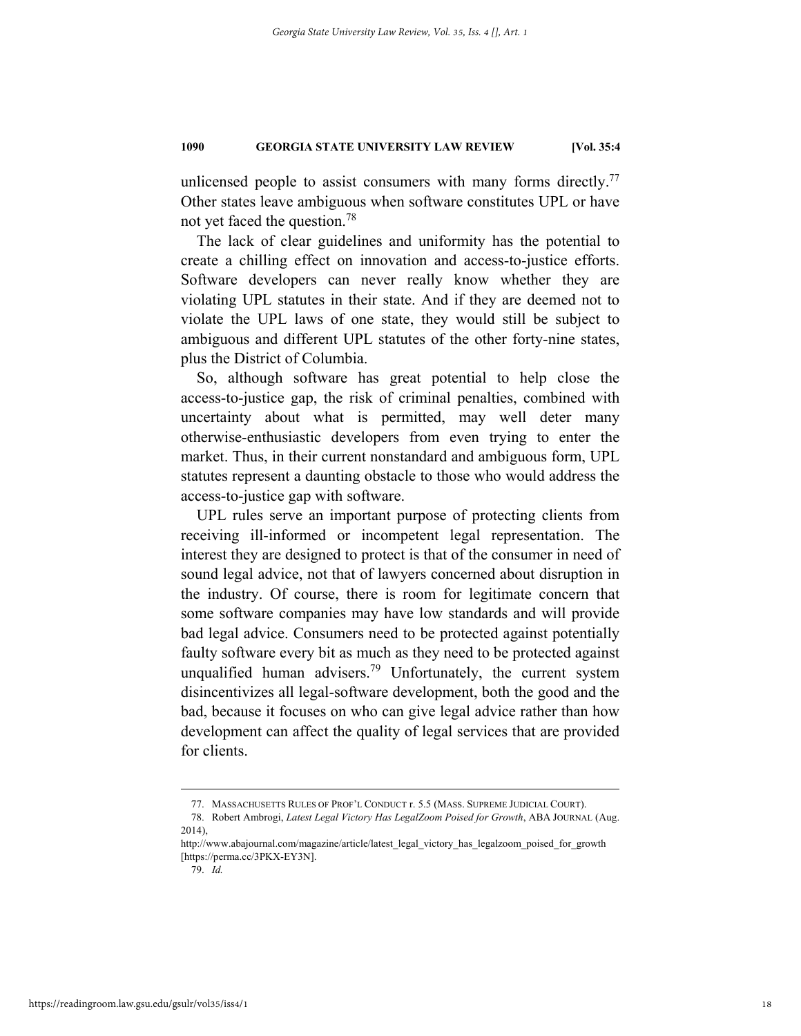unlicensed people to assist consumers with many forms directly.[77] Other states leave ambiguous when software constitutes UPL or have not yet faced the question.[78]

The lack of clear guidelines and uniformity has the potential to create a chilling effect on innovation and access-to-justice efforts. Software developers can never really know whether they are violating UPL statutes in their state. And if they are deemed not to violate the UPL laws of one state, they would still be subject to ambiguous and different UPL statutes of the other forty-nine states, plus the District of Columbia.

So, although software has great potential to help close the access-to-justice gap, the risk of criminal penalties, combined with uncertainty about what is permitted, may well deter many otherwise-enthusiastic developers from even trying to enter the market. Thus, in their current nonstandard and ambiguous form, UPL statutes represent a daunting obstacle to those who would address the access-to-justice gap with software.

UPL rules serve an important purpose of protecting clients from receiving ill-informed or incompetent legal representation. The interest they are designed to protect is that of the consumer in need of sound legal advice, not that of lawyers concerned about disruption in the industry. Of course, there is room for legitimate concern that some software companies may have low standards and will provide bad legal advice. Consumers need to be protected against potentially faulty software every bit as much as they need to be protected against unqualified human advisers.[79] Unfortunately, the current system disincentivizes all legal-software development, both the good and the bad, because it focuses on who can give legal advice rather than how development can affect the quality of legal services that are provided for clients.

---

77. MASSACHUSETTS RULES OF PROF'L CONDUCT r. 5.5 (MASS. SUPREME JUDICIAL COURT).

78. Robert Ambrogi, *Latest Legal Victory Has LegalZoom Poised for Growth*, ABA JOURNAL (Aug. 2014), http://www.abajournal.com/magazine/article/latest_legal_victory_has_legalzoom_poised_for_growth [https://perma.cc/3PKX-EY3N].

79. *Id.*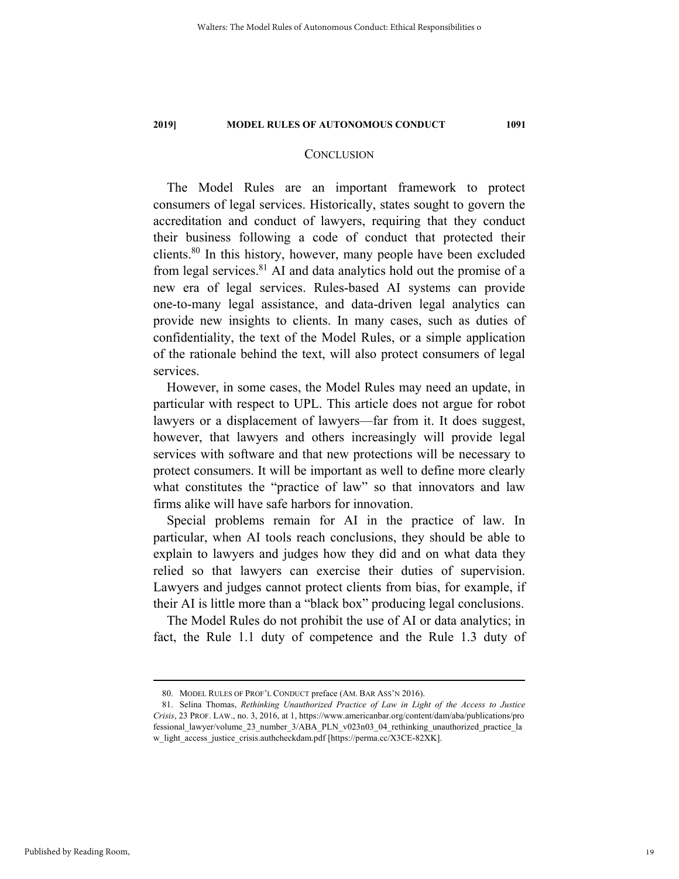## CONCLUSION

The Model Rules are an important framework to protect consumers of legal services. Historically, states sought to govern the accreditation and conduct of lawyers, requiring that they conduct their business following a code of conduct that protected their clients.[80] In this history, however, many people have been excluded from legal services.[81] AI and data analytics hold out the promise of a new era of legal services. Rules-based AI systems can provide one-to-many legal assistance, and data-driven legal analytics can provide new insights to clients. In many cases, such as duties of confidentiality, the text of the Model Rules, or a simple application of the rationale behind the text, will also protect consumers of legal services.

However, in some cases, the Model Rules may need an update, in particular with respect to UPL. This article does not argue for robot lawyers or a displacement of lawyers—far from it. It does suggest, however, that lawyers and others increasingly will provide legal services with software and that new protections will be necessary to protect consumers. It will be important as well to define more clearly what constitutes the "practice of law" so that innovators and law firms alike will have safe harbors for innovation.

Special problems remain for AI in the practice of law. In particular, when AI tools reach conclusions, they should be able to explain to lawyers and judges how they did and on what data they relied so that lawyers can exercise their duties of supervision. Lawyers and judges cannot protect clients from bias, for example, if their AI is little more than a "black box" producing legal conclusions.

The Model Rules do not prohibit the use of AI or data analytics; in fact, the Rule 1.1 duty of competence and the Rule 1.3 duty of

---

80. MODEL RULES OF PROF'L CONDUCT preface (AM. BAR ASS'N 2016).

81. Selina Thomas, *Rethinking Unauthorized Practice of Law in Light of the Access to Justice Crisis*, 23 PROF. LAW., no. 3, 2016, at 1, https://www.americanbar.org/content/dam/aba/publications/professional_lawyer/volume_23_number_3/ABA_PLN_v023n03_04_rethinking_unauthorized_practice_law_light_access_justice_crisis.authcheckdam.pdf [https://perma.cc/X3CE-82XK].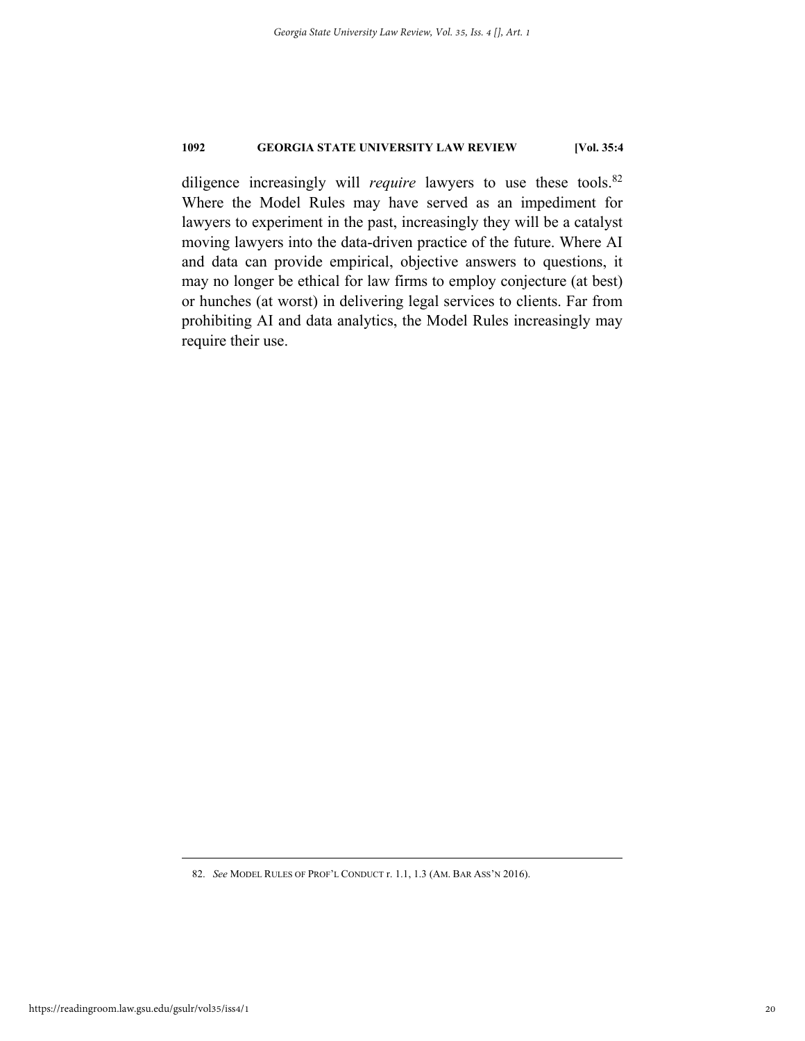diligence increasingly will *require* lawyers to use these tools.[82] Where the Model Rules may have served as an impediment for lawyers to experiment in the past, increasingly they will be a catalyst moving lawyers into the data-driven practice of the future. Where AI and data can provide empirical, objective answers to questions, it may no longer be ethical for law firms to employ conjecture (at best) or hunches (at worst) in delivering legal services to clients. Far from prohibiting AI and data analytics, the Model Rules increasingly may require their use.

---

82. *See* MODEL RULES OF PROF'L CONDUCT r. 1.1, 1.3 (AM. BAR ASS'N 2016).